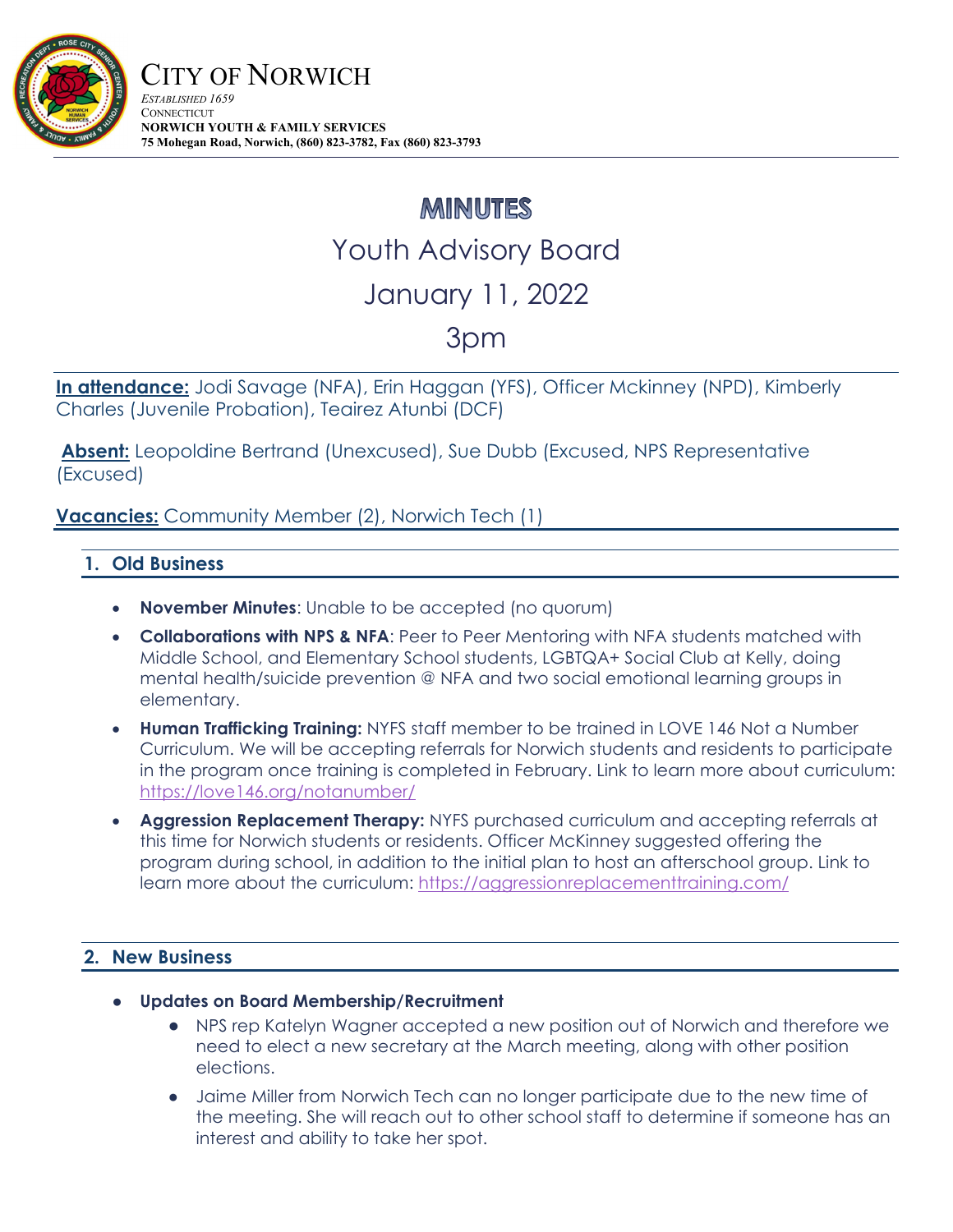CITY OF NORWICH

*ESTABLISHED 1659*

CONNECTICUT

**NORWICH YOUTH & FAMILY SERVICES**

**75 Mohegan Road, Norwich, (860) 823-3782, Fax (860) 823-3793**

# MINUTES

## Youth Advisory Board

## January 11, 2022

## 3pm

**In attendance:** Jodi Savage (NFA), Erin Haggan (YFS), Officer Mckinney (NPD), Kimberly Charles (Juvenile Probation), Teairez Atunbi (DCF)

**Absent:** Leopoldine Bertrand (Unexcused), Sue Dubb (Excused, NPS Representative (Excused)

**Vacancies:** Community Member (2), Norwich Tech (1)

### 1. Old Business

- **November Minutes**: Unable to be accepted (no quorum)
- **Collaborations with NPS & NFA**: Peer to Peer Mentoring with NFA students matched with Middle School, and Elementary School students, LGBTQA+ Social Club at Kelly, doing mental health/suicide prevention @ NFA and two social emotional learning groups in elementary.
- **Human Trafficking Training:** NYFS staff member to be trained in LOVE 146 Not a Number Curriculum. We will be accepting referrals for Norwich students and residents to participate in the program once training is completed in February. Link to learn more about curriculum: https://love146.org/notanumber/
- **Aggression Replacement Therapy:** NYFS purchased curriculum and accepting referrals at this time for Norwich students or residents. Officer McKinney suggested offering the program during school, in addition to the initial plan to host an afterschool group. Link to learn more about the curriculum: https://aggressionreplacementtraining.com/

### 2. New Business

- **Updates on Board Membership/Recruitment**
  - NPS rep Katelyn Wagner accepted a new position out of Norwich and therefore we need to elect a new secretary at the March meeting, along with other position elections.
  - Jaime Miller from Norwich Tech can no longer participate due to the new time of the meeting. She will reach out to other school staff to determine if someone has an interest and ability to take her spot.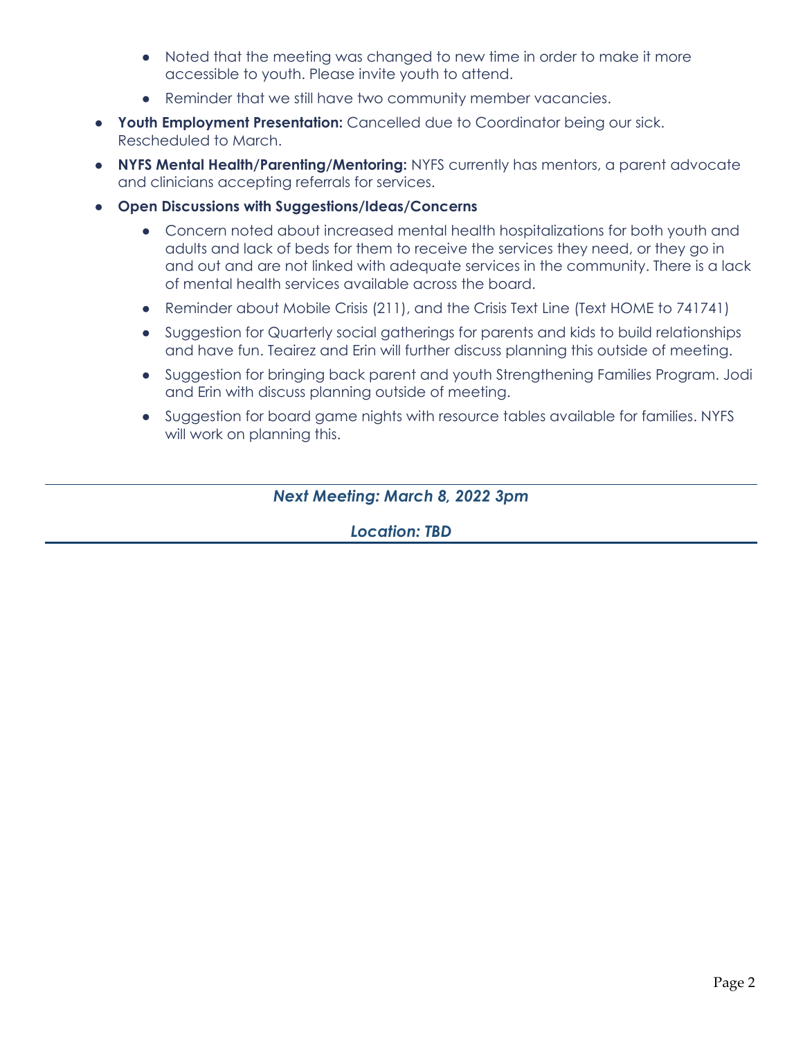- Noted that the meeting was changed to new time in order to make it more accessible to youth. Please invite youth to attend.
  - Reminder that we still have two community member vacancies.
- **Youth Employment Presentation:** Cancelled due to Coordinator being our sick. Rescheduled to March.
- **NYFS Mental Health/Parenting/Mentoring:** NYFS currently has mentors, a parent advocate and clinicians accepting referrals for services.
- **Open Discussions with Suggestions/Ideas/Concerns**
  - Concern noted about increased mental health hospitalizations for both youth and adults and lack of beds for them to receive the services they need, or they go in and out and are not linked with adequate services in the community. There is a lack of mental health services available across the board.
  - Reminder about Mobile Crisis (211), and the Crisis Text Line (Text HOME to 741741)
  - Suggestion for Quarterly social gatherings for parents and kids to build relationships and have fun. Teairez and Erin will further discuss planning this outside of meeting.
  - Suggestion for bringing back parent and youth Strengthening Families Program. Jodi and Erin with discuss planning outside of meeting.
  - Suggestion for board game nights with resource tables available for families. NYFS will work on planning this.

---

***Next Meeting: March 8, 2022 3pm***

***Location: TBD***